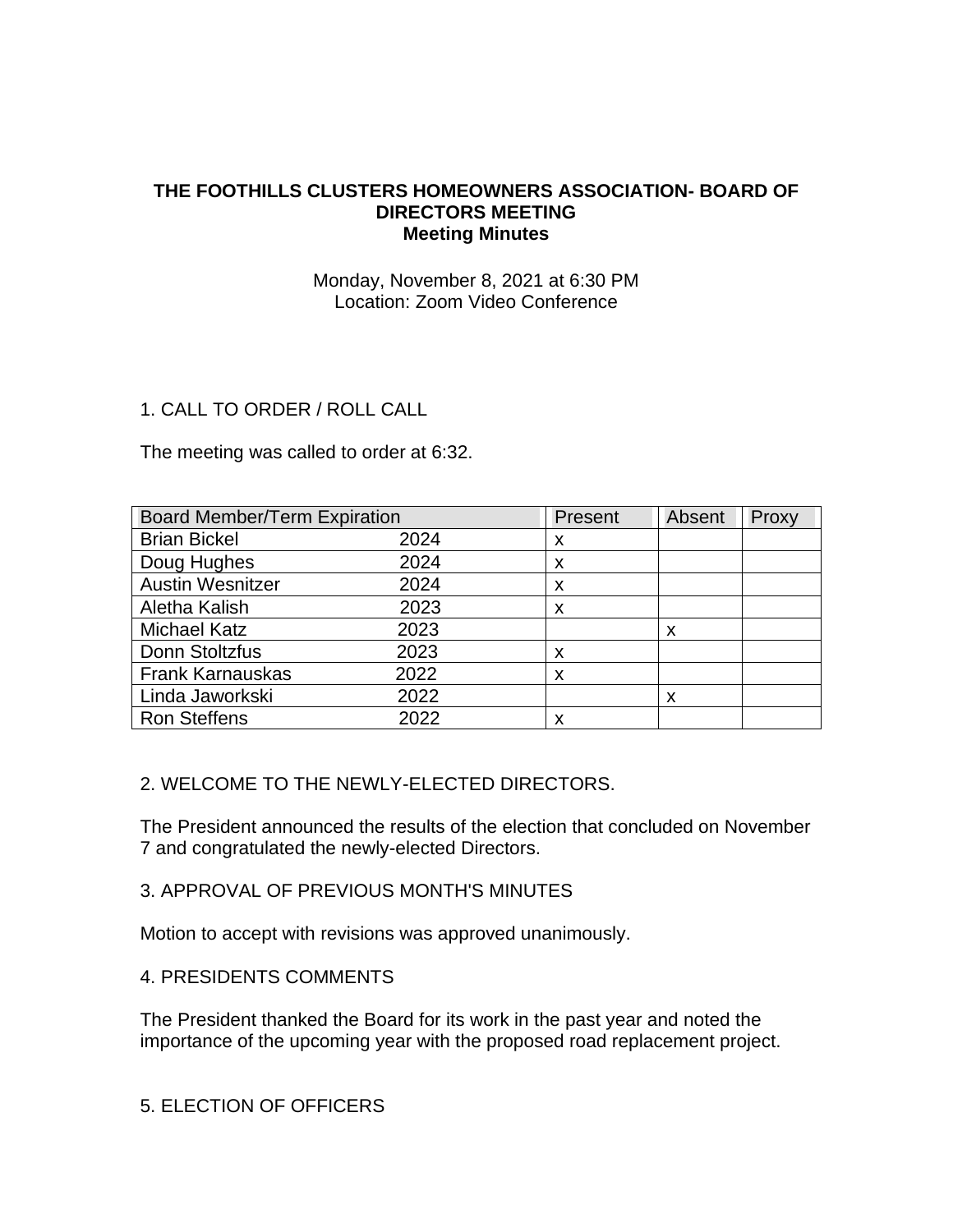**THE FOOTHILLS CLUSTERS HOMEOWNERS ASSOCIATION- BOARD OF DIRECTORS MEETING**
**Meeting Minutes**

Monday, November 8, 2021 at 6:30 PM
Location: Zoom Video Conference

1. CALL TO ORDER / ROLL CALL

The meeting was called to order at 6:32.

| Board Member/Term Expiration | | Present | Absent | Proxy |
|---|---|---|---|---|
| Brian Bickel | 2024 | x | | |
| Doug Hughes | 2024 | x | | |
| Austin Wesnitzer | 2024 | x | | |
| Aletha Kalish | 2023 | x | | |
| Michael Katz | 2023 | | x | |
| Donn Stoltzfus | 2023 | x | | |
| Frank Karnauskas | 2022 | x | | |
| Linda Jaworkski | 2022 | | x | |
| Ron Steffens | 2022 | x | | |

2. WELCOME TO THE NEWLY-ELECTED DIRECTORS.

The President announced the results of the election that concluded on November 7 and congratulated the newly-elected Directors.

3. APPROVAL OF PREVIOUS MONTH'S MINUTES

Motion to accept with revisions was approved unanimously.

4. PRESIDENTS COMMENTS

The President thanked the Board for its work in the past year and noted the importance of the upcoming year with the proposed road replacement project.

5. ELECTION OF OFFICERS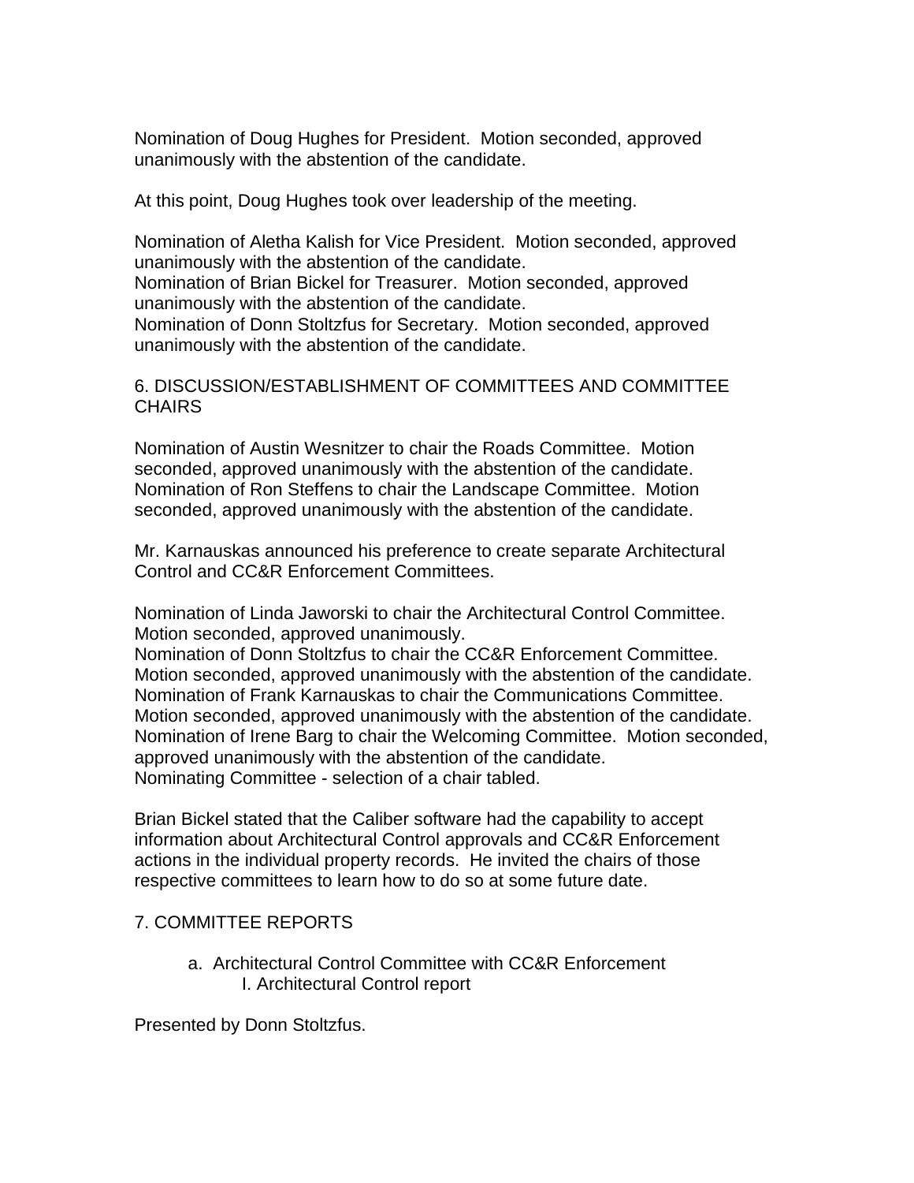Nomination of Doug Hughes for President. Motion seconded, approved unanimously with the abstention of the candidate.

At this point, Doug Hughes took over leadership of the meeting.

Nomination of Aletha Kalish for Vice President. Motion seconded, approved unanimously with the abstention of the candidate.
Nomination of Brian Bickel for Treasurer. Motion seconded, approved unanimously with the abstention of the candidate.
Nomination of Donn Stoltzfus for Secretary. Motion seconded, approved unanimously with the abstention of the candidate.

6. DISCUSSION/ESTABLISHMENT OF COMMITTEES AND COMMITTEE CHAIRS

Nomination of Austin Wesnitzer to chair the Roads Committee. Motion seconded, approved unanimously with the abstention of the candidate.
Nomination of Ron Steffens to chair the Landscape Committee. Motion seconded, approved unanimously with the abstention of the candidate.

Mr. Karnauskas announced his preference to create separate Architectural Control and CC&R Enforcement Committees.

Nomination of Linda Jaworski to chair the Architectural Control Committee. Motion seconded, approved unanimously.
Nomination of Donn Stoltzfus to chair the CC&R Enforcement Committee. Motion seconded, approved unanimously with the abstention of the candidate.
Nomination of Frank Karnauskas to chair the Communications Committee. Motion seconded, approved unanimously with the abstention of the candidate.
Nomination of Irene Barg to chair the Welcoming Committee. Motion seconded, approved unanimously with the abstention of the candidate.
Nominating Committee - selection of a chair tabled.

Brian Bickel stated that the Caliber software had the capability to accept information about Architectural Control approvals and CC&R Enforcement actions in the individual property records. He invited the chairs of those respective committees to learn how to do so at some future date.

7. COMMITTEE REPORTS

a. Architectural Control Committee with CC&R Enforcement
    I. Architectural Control report

Presented by Donn Stoltzfus.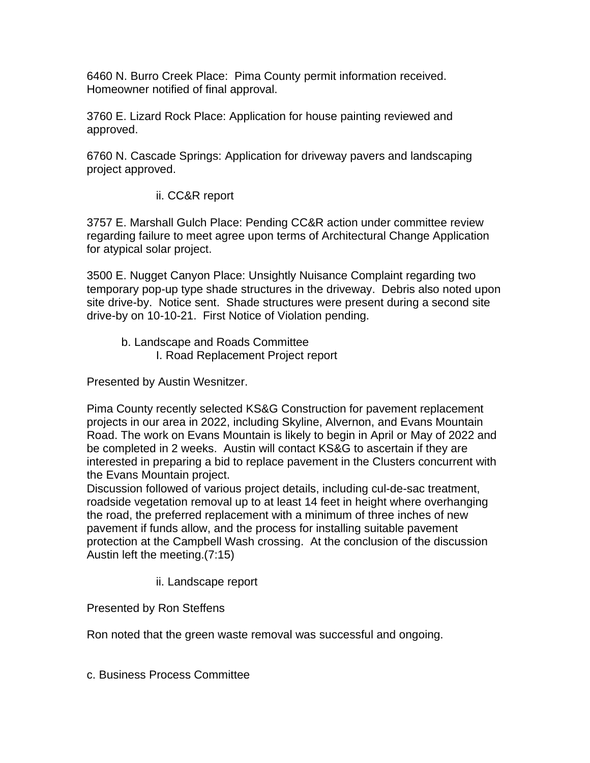6460 N. Burro Creek Place: Pima County permit information received. Homeowner notified of final approval.

3760 E. Lizard Rock Place: Application for house painting reviewed and approved.

6760 N. Cascade Springs: Application for driveway pavers and landscaping project approved.

ii. CC&R report

3757 E. Marshall Gulch Place: Pending CC&R action under committee review regarding failure to meet agree upon terms of Architectural Change Application for atypical solar project.

3500 E. Nugget Canyon Place: Unsightly Nuisance Complaint regarding two temporary pop-up type shade structures in the driveway. Debris also noted upon site drive-by. Notice sent. Shade structures were present during a second site drive-by on 10-10-21. First Notice of Violation pending.

b. Landscape and Roads Committee

I. Road Replacement Project report

Presented by Austin Wesnitzer.

Pima County recently selected KS&G Construction for pavement replacement projects in our area in 2022, including Skyline, Alvernon, and Evans Mountain Road. The work on Evans Mountain is likely to begin in April or May of 2022 and be completed in 2 weeks. Austin will contact KS&G to ascertain if they are interested in preparing a bid to replace pavement in the Clusters concurrent with the Evans Mountain project.
Discussion followed of various project details, including cul-de-sac treatment, roadside vegetation removal up to at least 14 feet in height where overhanging the road, the preferred replacement with a minimum of three inches of new pavement if funds allow, and the process for installing suitable pavement protection at the Campbell Wash crossing. At the conclusion of the discussion Austin left the meeting.(7:15)

ii. Landscape report

Presented by Ron Steffens

Ron noted that the green waste removal was successful and ongoing.

c. Business Process Committee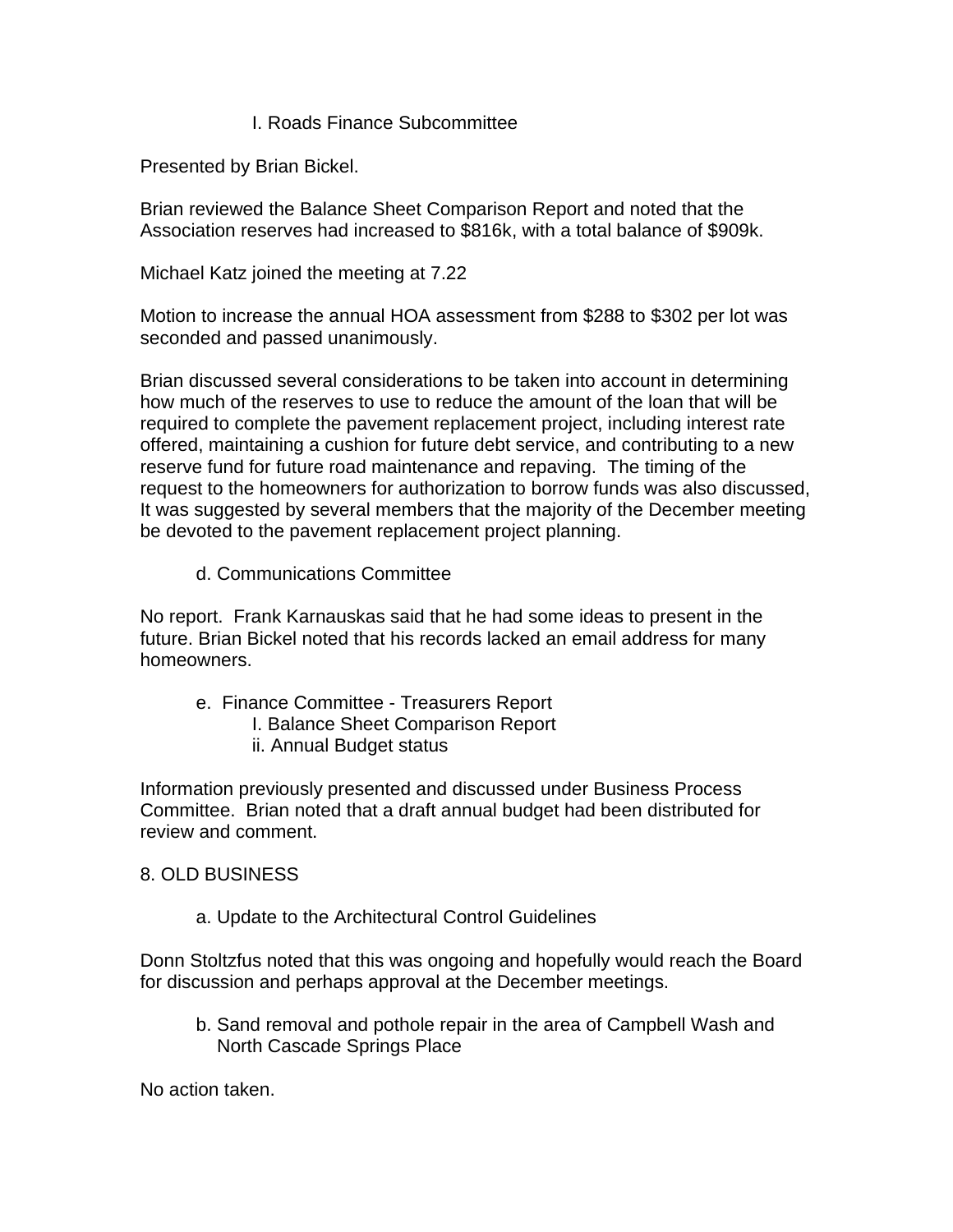I. Roads Finance Subcommittee

Presented by Brian Bickel.

Brian reviewed the Balance Sheet Comparison Report and noted that the Association reserves had increased to $816k, with a total balance of $909k.

Michael Katz joined the meeting at 7.22

Motion to increase the annual HOA assessment from $288 to $302 per lot was seconded and passed unanimously.

Brian discussed several considerations to be taken into account in determining how much of the reserves to use to reduce the amount of the loan that will be required to complete the pavement replacement project, including interest rate offered, maintaining a cushion for future debt service, and contributing to a new reserve fund for future road maintenance and repaving. The timing of the request to the homeowners for authorization to borrow funds was also discussed, It was suggested by several members that the majority of the December meeting be devoted to the pavement replacement project planning.

d. Communications Committee

No report. Frank Karnauskas said that he had some ideas to present in the future. Brian Bickel noted that his records lacked an email address for many homeowners.

e. Finance Committee - Treasurers Report
  I. Balance Sheet Comparison Report
  ii. Annual Budget status

Information previously presented and discussed under Business Process Committee. Brian noted that a draft annual budget had been distributed for review and comment.

8. OLD BUSINESS

a. Update to the Architectural Control Guidelines

Donn Stoltzfus noted that this was ongoing and hopefully would reach the Board for discussion and perhaps approval at the December meetings.

b. Sand removal and pothole repair in the area of Campbell Wash and North Cascade Springs Place

No action taken.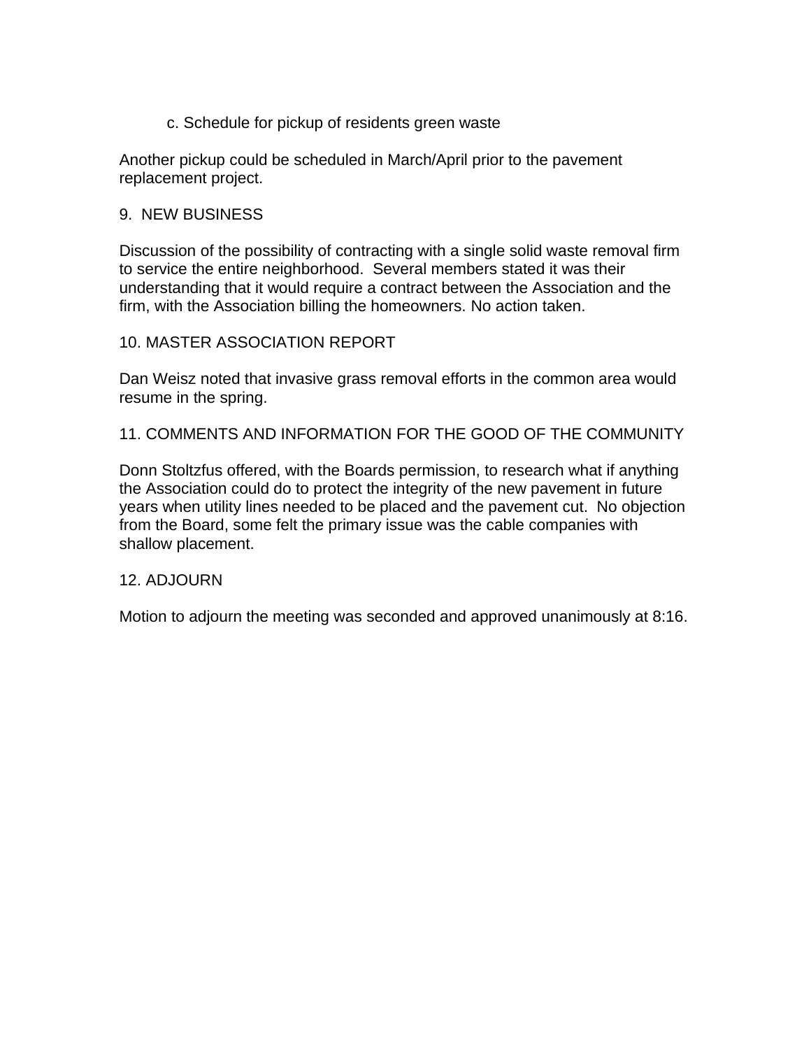c. Schedule for pickup of residents green waste

Another pickup could be scheduled in March/April prior to the pavement replacement project.

9. NEW BUSINESS

Discussion of the possibility of contracting with a single solid waste removal firm to service the entire neighborhood. Several members stated it was their understanding that it would require a contract between the Association and the firm, with the Association billing the homeowners. No action taken.

10. MASTER ASSOCIATION REPORT

Dan Weisz noted that invasive grass removal efforts in the common area would resume in the spring.

11. COMMENTS AND INFORMATION FOR THE GOOD OF THE COMMUNITY

Donn Stoltzfus offered, with the Boards permission, to research what if anything the Association could do to protect the integrity of the new pavement in future years when utility lines needed to be placed and the pavement cut. No objection from the Board, some felt the primary issue was the cable companies with shallow placement.

12. ADJOURN

Motion to adjourn the meeting was seconded and approved unanimously at 8:16.